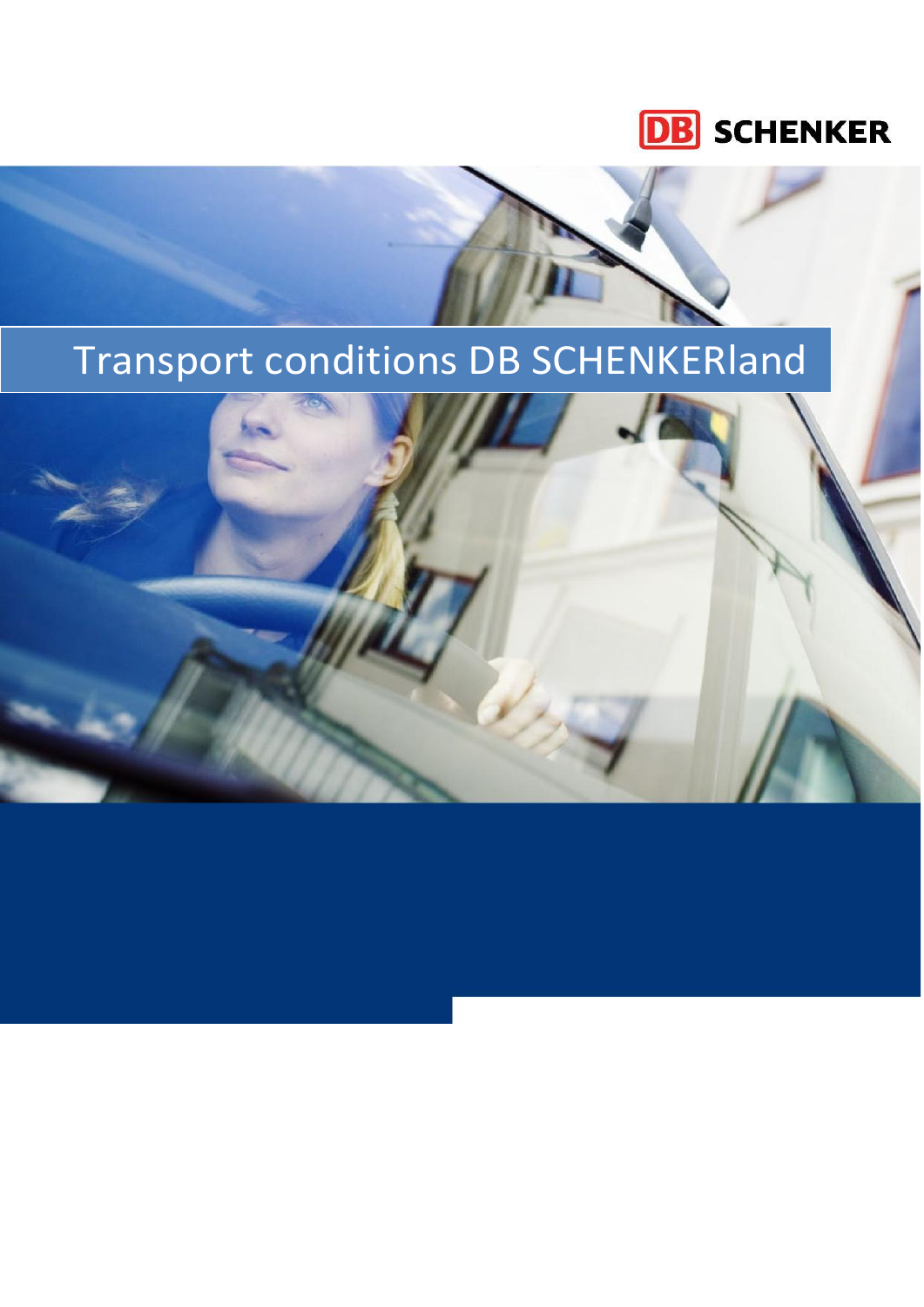DB SCHENKER

# Transport conditions DB SCHENKERland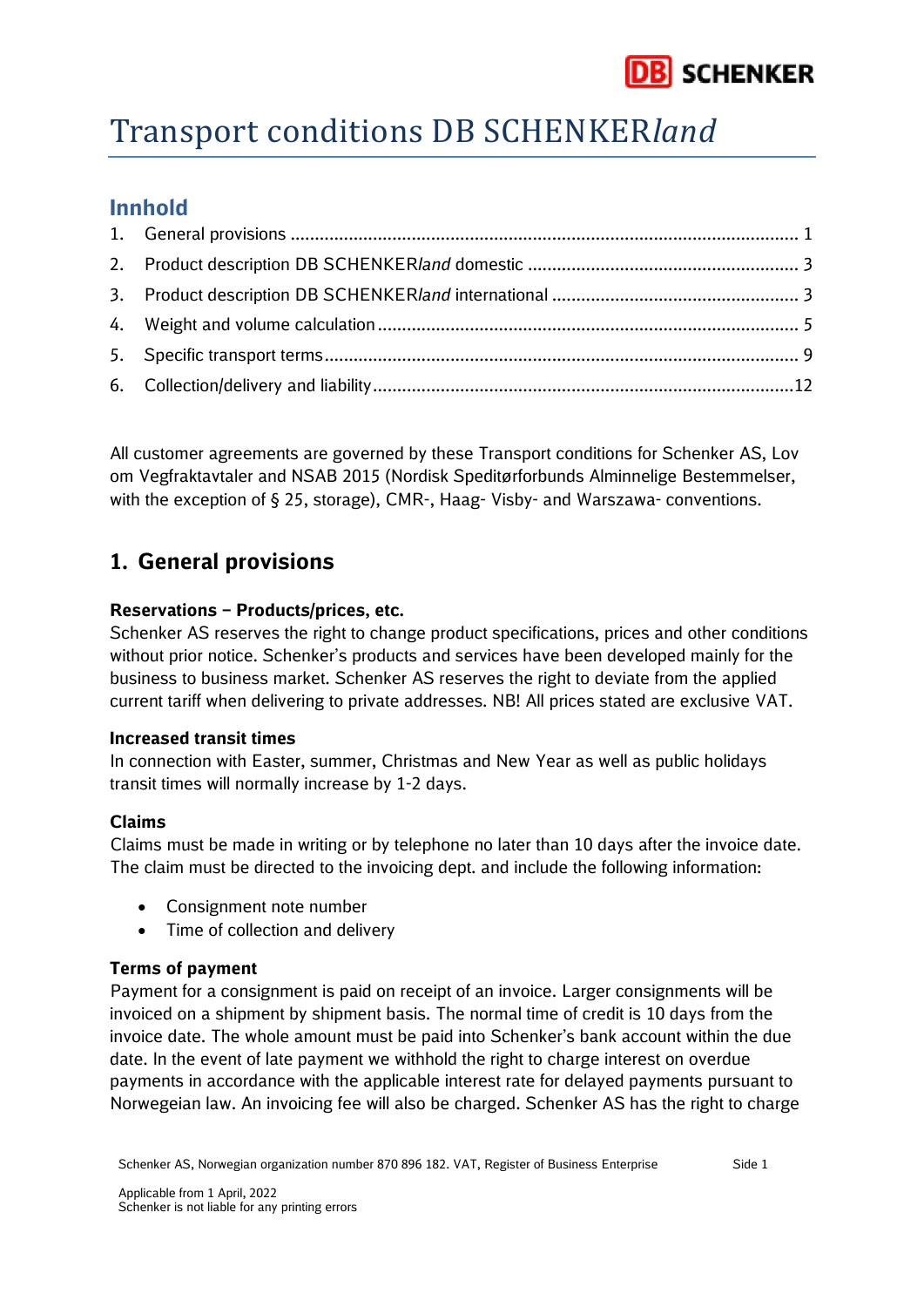# Transport conditions DB SCHENKER*land*

## Innhold

1. General provisions ........................................................................................................ 1
2. Product description DB SCHENKER*land* domestic ........................................................ 3
3. Product description DB SCHENKER*land* international .................................................. 3
4. Weight and volume calculation ...................................................................................... 5
5. Specific transport terms ................................................................................................. 9
6. Collection/delivery and liability ......................................................................................12

All customer agreements are governed by these Transport conditions for Schenker AS, Lov om Vegfraktavtaler and NSAB 2015 (Nordisk Speditørforbunds Alminnelige Bestemmelser, with the exception of § 25, storage), CMR-, Haag- Visby- and Warszawa- conventions.

## 1. General provisions

**Reservations – Products/prices, etc.**
Schenker AS reserves the right to change product specifications, prices and other conditions without prior notice. Schenker's products and services have been developed mainly for the business to business market. Schenker AS reserves the right to deviate from the applied current tariff when delivering to private addresses. NB! All prices stated are exclusive VAT.

**Increased transit times**
In connection with Easter, summer, Christmas and New Year as well as public holidays transit times will normally increase by 1-2 days.

**Claims**
Claims must be made in writing or by telephone no later than 10 days after the invoice date. The claim must be directed to the invoicing dept. and include the following information:

- Consignment note number
- Time of collection and delivery

**Terms of payment**
Payment for a consignment is paid on receipt of an invoice. Larger consignments will be invoiced on a shipment by shipment basis. The normal time of credit is 10 days from the invoice date. The whole amount must be paid into Schenker's bank account within the due date. In the event of late payment we withhold the right to charge interest on overdue payments in accordance with the applicable interest rate for delayed payments pursuant to Norwegeian law. An invoicing fee will also be charged. Schenker AS has the right to charge

Schenker AS, Norwegian organization number 870 896 182. VAT, Register of Business Enterprise

Applicable from 1 April, 2022
Schenker is not liable for any printing errors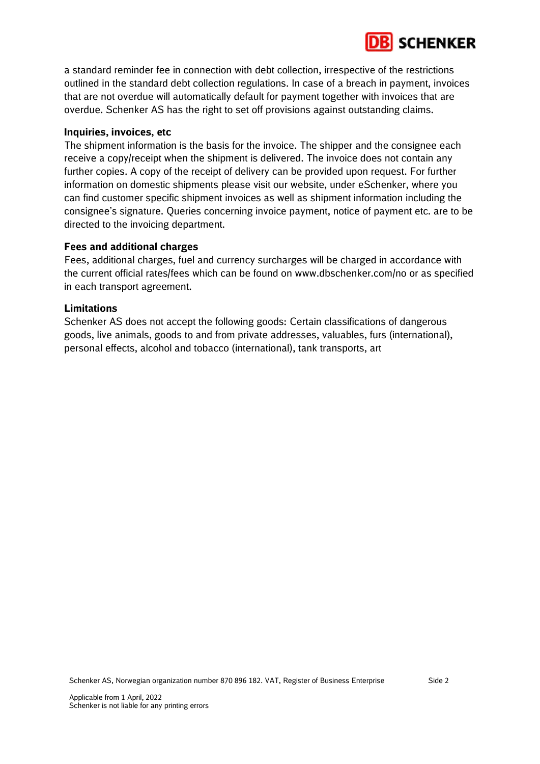a standard reminder fee in connection with debt collection, irrespective of the restrictions outlined in the standard debt collection regulations. In case of a breach in payment, invoices that are not overdue will automatically default for payment together with invoices that are overdue. Schenker AS has the right to set off provisions against outstanding claims.

### Inquiries, invoices, etc

The shipment information is the basis for the invoice. The shipper and the consignee each receive a copy/receipt when the shipment is delivered. The invoice does not contain any further copies. A copy of the receipt of delivery can be provided upon request. For further information on domestic shipments please visit our website, under eSchenker, where you can find customer specific shipment invoices as well as shipment information including the consignee's signature. Queries concerning invoice payment, notice of payment etc. are to be directed to the invoicing department.

### Fees and additional charges

Fees, additional charges, fuel and currency surcharges will be charged in accordance with the current official rates/fees which can be found on www.dbschenker.com/no or as specified in each transport agreement.

### Limitations

Schenker AS does not accept the following goods: Certain classifications of dangerous goods, live animals, goods to and from private addresses, valuables, furs (international), personal effects, alcohol and tobacco (international), tank transports, art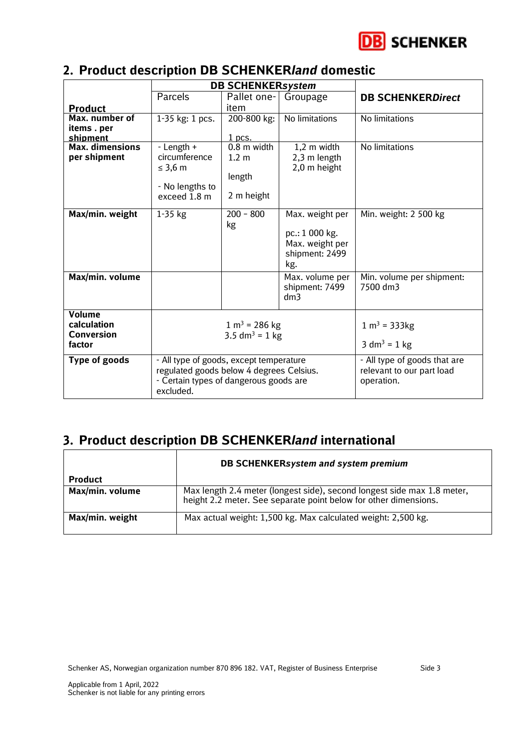## 2. Product description DB SCHENKER*land* domestic

| Product | DB SCHENKER*system* | | | DB SCHENKER*Direct* |
|---|---|---|---|---|
| | Parcels | Pallet one-item | Groupage | |
| **Max. number of items . per shipment** | 1-35 kg: 1 pcs. | 200-800 kg: 1 pcs. | No limitations | No limitations |
| **Max. dimensions per shipment** | - Length + circumference ≤ 3,6 m<br>- No lengths to exceed 1.8 m | 0.8 m width<br>1.2 m length<br>2 m height | 1,2 m width<br>2,3 m length<br>2,0 m height | No limitations |
| **Max/min. weight** | 1-35 kg | 200 – 800 kg | Max. weight per pc.: 1 000 kg.<br>Max. weight per shipment: 2499 kg. | Min. weight: 2 500 kg |
| **Max/min. volume** | | | Max. volume per shipment: 7499 dm3 | Min. volume per shipment: 7500 dm3 |
| **Volume calculation Conversion factor** | $1\ m^3 = 286$ kg<br>$3.5\ dm^3 = 1$ kg | | | $1\ m^3 = 333$kg<br>$3\ dm^3 = 1$ kg |
| **Type of goods** | - All type of goods, except temperature regulated goods below 4 degrees Celsius.<br>- Certain types of dangerous goods are excluded. | | | - All type of goods that are relevant to our part load operation. |

## 3. Product description DB SCHENKER*land* international

| Product | DB SCHENKER*system and system premium* |
|---|---|
| **Max/min. volume** | Max length 2.4 meter (longest side), second longest side max 1.8 meter, height 2.2 meter. See separate point below for other dimensions. |
| **Max/min. weight** | Max actual weight: 1,500 kg. Max calculated weight: 2,500 kg. |

Schenker AS, Norwegian organization number 870 896 182. VAT, Register of Business Enterprise

Applicable from 1 April, 2022
Schenker is not liable for any printing errors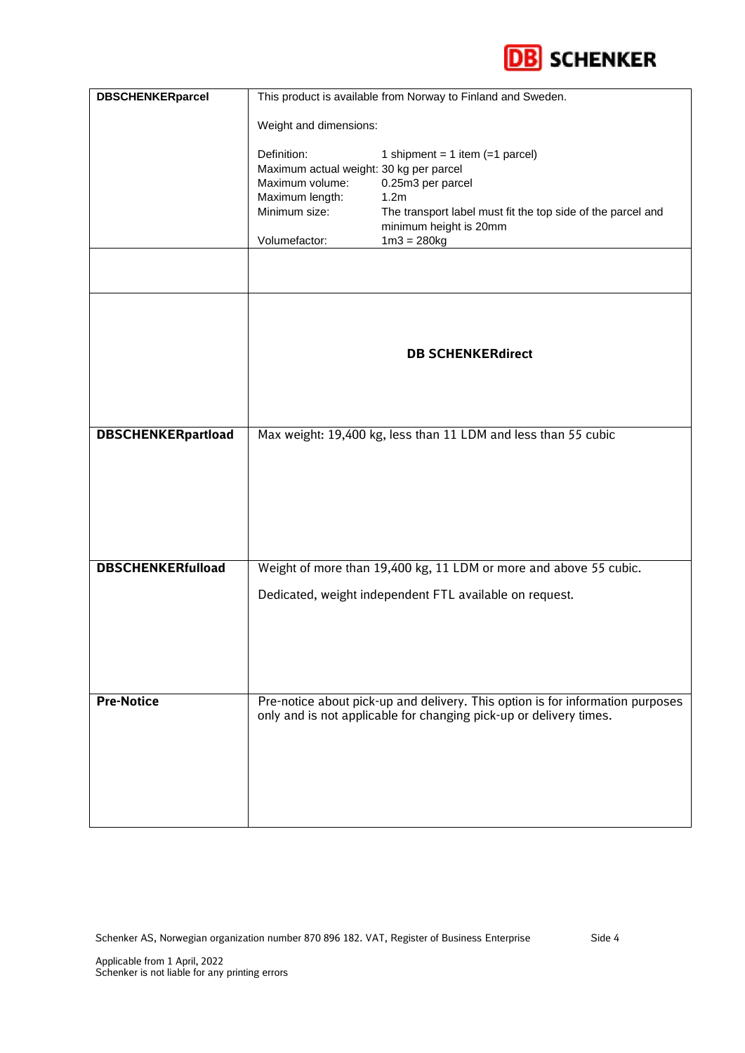| | |
|---|---|
| **DBSCHENKERparcel** | This product is available from Norway to Finland and Sweden.<br><br>Weight and dimensions:<br><br>Definition: 1 shipment = 1 item (=1 parcel)<br>Maximum actual weight: 30 kg per parcel<br>Maximum volume: 0.25m3 per parcel<br>Maximum length: 1.2m<br>Minimum size: The transport label must fit the top side of the parcel and minimum height is 20mm<br>Volumefactor: 1m3 = 280kg |
| | |
| | **DB SCHENKERdirect** |
| **DBSCHENKERpartload** | Max weight: 19,400 kg, less than 11 LDM and less than 55 cubic |
| **DBSCHENKERfulload** | Weight of more than 19,400 kg, 11 LDM or more and above 55 cubic.<br><br>Dedicated, weight independent FTL available on request. |
| **Pre-Notice** | Pre-notice about pick-up and delivery. This option is for information purposes only and is not applicable for changing pick-up or delivery times. |

Schenker AS, Norwegian organization number 870 896 182. VAT, Register of Business Enterprise

Applicable from 1 April, 2022
Schenker is not liable for any printing errors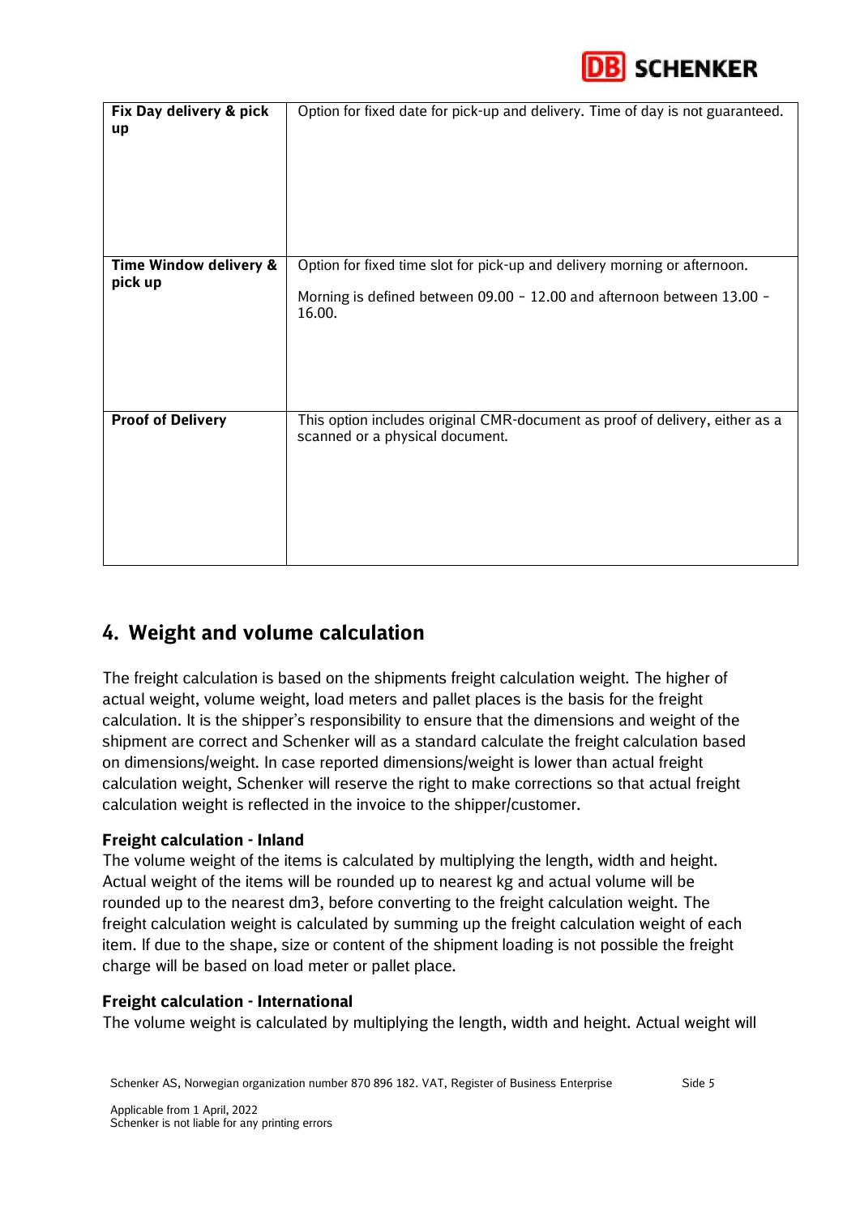| | |
|---|---|
| **Fix Day delivery & pick up** | Option for fixed date for pick-up and delivery. Time of day is not guaranteed. |
| **Time Window delivery & pick up** | Option for fixed time slot for pick-up and delivery morning or afternoon.<br><br>Morning is defined between 09.00 - 12.00 and afternoon between 13.00 - 16.00. |
| **Proof of Delivery** | This option includes original CMR-document as proof of delivery, either as a scanned or a physical document. |

## 4. Weight and volume calculation

The freight calculation is based on the shipments freight calculation weight. The higher of actual weight, volume weight, load meters and pallet places is the basis for the freight calculation. It is the shipper's responsibility to ensure that the dimensions and weight of the shipment are correct and Schenker will as a standard calculate the freight calculation based on dimensions/weight. In case reported dimensions/weight is lower than actual freight calculation weight, Schenker will reserve the right to make corrections so that actual freight calculation weight is reflected in the invoice to the shipper/customer.

**Freight calculation - Inland**

The volume weight of the items is calculated by multiplying the length, width and height. Actual weight of the items will be rounded up to nearest kg and actual volume will be rounded up to the nearest dm3, before converting to the freight calculation weight. The freight calculation weight is calculated by summing up the freight calculation weight of each item. If due to the shape, size or content of the shipment loading is not possible the freight charge will be based on load meter or pallet place.

**Freight calculation - International**

The volume weight is calculated by multiplying the length, width and height. Actual weight will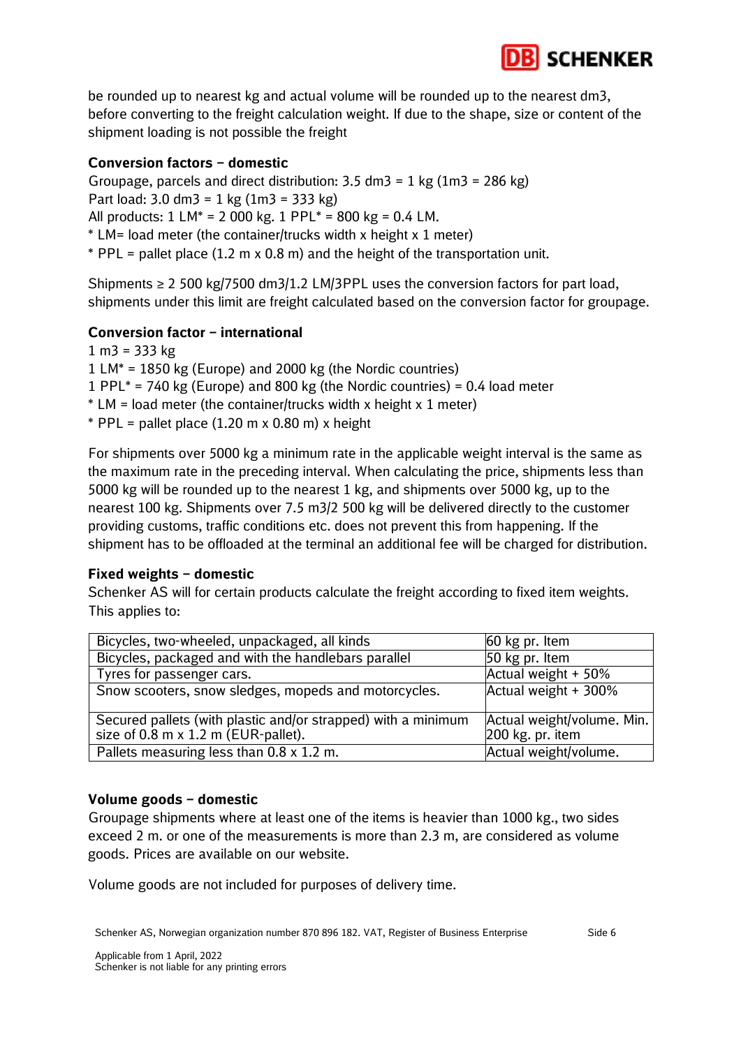be rounded up to nearest kg and actual volume will be rounded up to the nearest dm3, before converting to the freight calculation weight. If due to the shape, size or content of the shipment loading is not possible the freight

### Conversion factors – domestic

Groupage, parcels and direct distribution: 3.5 dm3 = 1 kg (1m3 = 286 kg)
Part load: 3.0 dm3 = 1 kg (1m3 = 333 kg)
All products: 1 LM* = 2 000 kg. 1 PPL* = 800 kg = 0.4 LM.
* LM= load meter (the container/trucks width x height x 1 meter)
* PPL = pallet place (1.2 m x 0.8 m) and the height of the transportation unit.

Shipments ≥ 2 500 kg/7500 dm3/1.2 LM/3PPL uses the conversion factors for part load, shipments under this limit are freight calculated based on the conversion factor for groupage.

### Conversion factor – international

1 m3 = 333 kg
1 LM* = 1850 kg (Europe) and 2000 kg (the Nordic countries)
1 PPL* = 740 kg (Europe) and 800 kg (the Nordic countries) = 0.4 load meter
* LM = load meter (the container/trucks width x height x 1 meter)
* PPL = pallet place (1.20 m x 0.80 m) x height

For shipments over 5000 kg a minimum rate in the applicable weight interval is the same as the maximum rate in the preceding interval. When calculating the price, shipments less than 5000 kg will be rounded up to the nearest 1 kg, and shipments over 5000 kg, up to the nearest 100 kg. Shipments over 7.5 m3/2 500 kg will be delivered directly to the customer providing customs, traffic conditions etc. does not prevent this from happening. If the shipment has to be offloaded at the terminal an additional fee will be charged for distribution.

### Fixed weights – domestic

Schenker AS will for certain products calculate the freight according to fixed item weights. This applies to:

| | |
|---|---|
| Bicycles, two-wheeled, unpackaged, all kinds | 60 kg pr. Item |
| Bicycles, packaged and with the handlebars parallel | 50 kg pr. Item |
| Tyres for passenger cars. | Actual weight + 50% |
| Snow scooters, snow sledges, mopeds and motorcycles. | Actual weight + 300% |
| Secured pallets (with plastic and/or strapped) with a minimum size of 0.8 m x 1.2 m (EUR-pallet). | Actual weight/volume. Min. 200 kg. pr. item |
| Pallets measuring less than 0.8 x 1.2 m. | Actual weight/volume. |

### Volume goods – domestic

Groupage shipments where at least one of the items is heavier than 1000 kg., two sides exceed 2 m. or one of the measurements is more than 2.3 m, are considered as volume goods. Prices are available on our website.

Volume goods are not included for purposes of delivery time.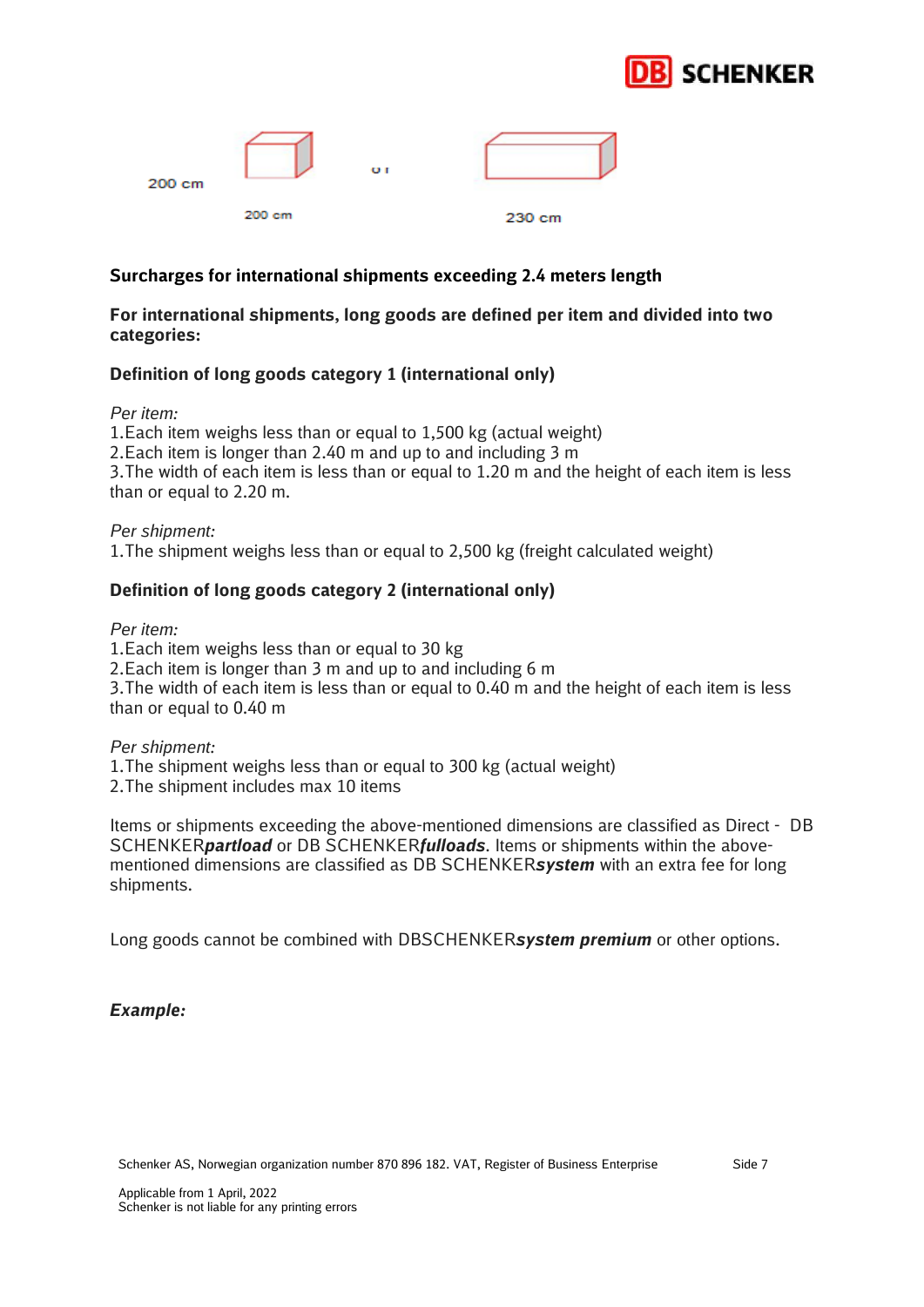200 cm

200 cm

or

230 cm

**Surcharges for international shipments exceeding 2.4 meters length**

**For international shipments, long goods are defined per item and divided into two categories:**

**Definition of long goods category 1 (international only)**

*Per item:*
1. Each item weighs less than or equal to 1,500 kg (actual weight)
2. Each item is longer than 2.40 m and up to and including 3 m
3. The width of each item is less than or equal to 1.20 m and the height of each item is less than or equal to 2.20 m.

*Per shipment:*
1. The shipment weighs less than or equal to 2,500 kg (freight calculated weight)

**Definition of long goods category 2 (international only)**

*Per item:*
1. Each item weighs less than or equal to 30 kg
2. Each item is longer than 3 m and up to and including 6 m
3. The width of each item is less than or equal to 0.40 m and the height of each item is less than or equal to 0.40 m

*Per shipment:*
1. The shipment weighs less than or equal to 300 kg (actual weight)
2. The shipment includes max 10 items

Items or shipments exceeding the above-mentioned dimensions are classified as Direct - DB SCHENKER***partload*** or DB SCHENKER***fulloads***. Items or shipments within the above-mentioned dimensions are classified as DB SCHENKER***system*** with an extra fee for long shipments.

Long goods cannot be combined with DBSCHENKER***system premium*** or other options.

***Example:***

Schenker AS, Norwegian organization number 870 896 182. VAT, Register of Business Enterprise

Applicable from 1 April, 2022
Schenker is not liable for any printing errors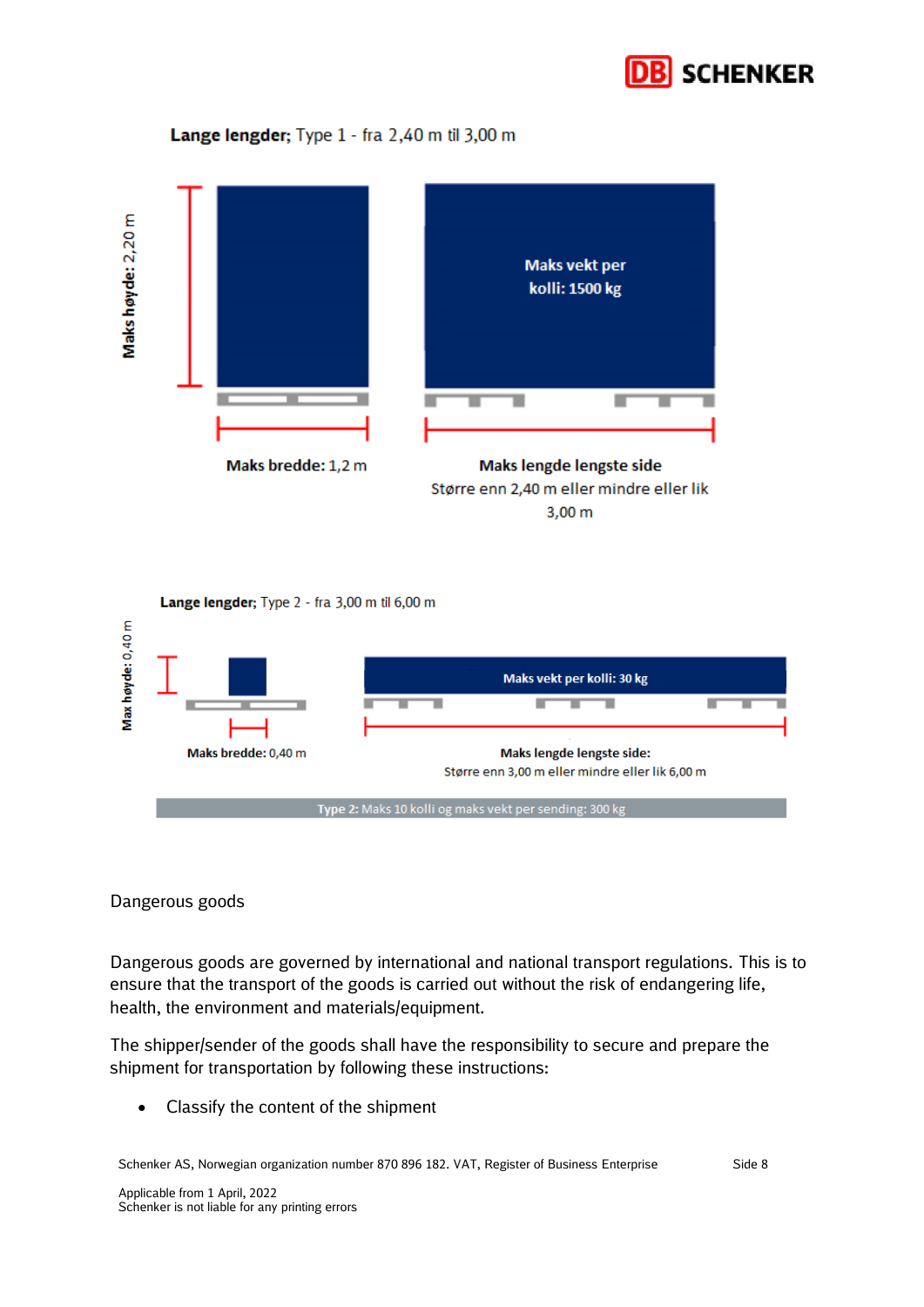**Lange lengder;** Type 1 - fra 2,40 m til 3,00 m

**Maks høyde:** 2,20 m

**Maks vekt per kolli:** 1500 kg

**Maks bredde:** 1,2 m

**Maks lengde lengste side**
Større enn 2,40 m eller mindre eller lik 3,00 m

**Lange lengder;** Type 2 - fra 3,00 m til 6,00 m

**Max høyde:** 0,40 m

**Maks vekt per kolli:** 30 kg

**Maks bredde:** 0,40 m

**Maks lengde lengste side:**
Større enn 3,00 m eller mindre eller lik 6,00 m

**Type 2:** Maks 10 kolli og maks vekt per sending: 300 kg

## Dangerous goods

Dangerous goods are governed by international and national transport regulations. This is to ensure that the transport of the goods is carried out without the risk of endangering life, health, the environment and materials/equipment.

The shipper/sender of the goods shall have the responsibility to secure and prepare the shipment for transportation by following these instructions:

- Classify the content of the shipment

Schenker AS, Norwegian organization number 870 896 182. VAT, Register of Business Enterprise

Applicable from 1 April, 2022
Schenker is not liable for any printing errors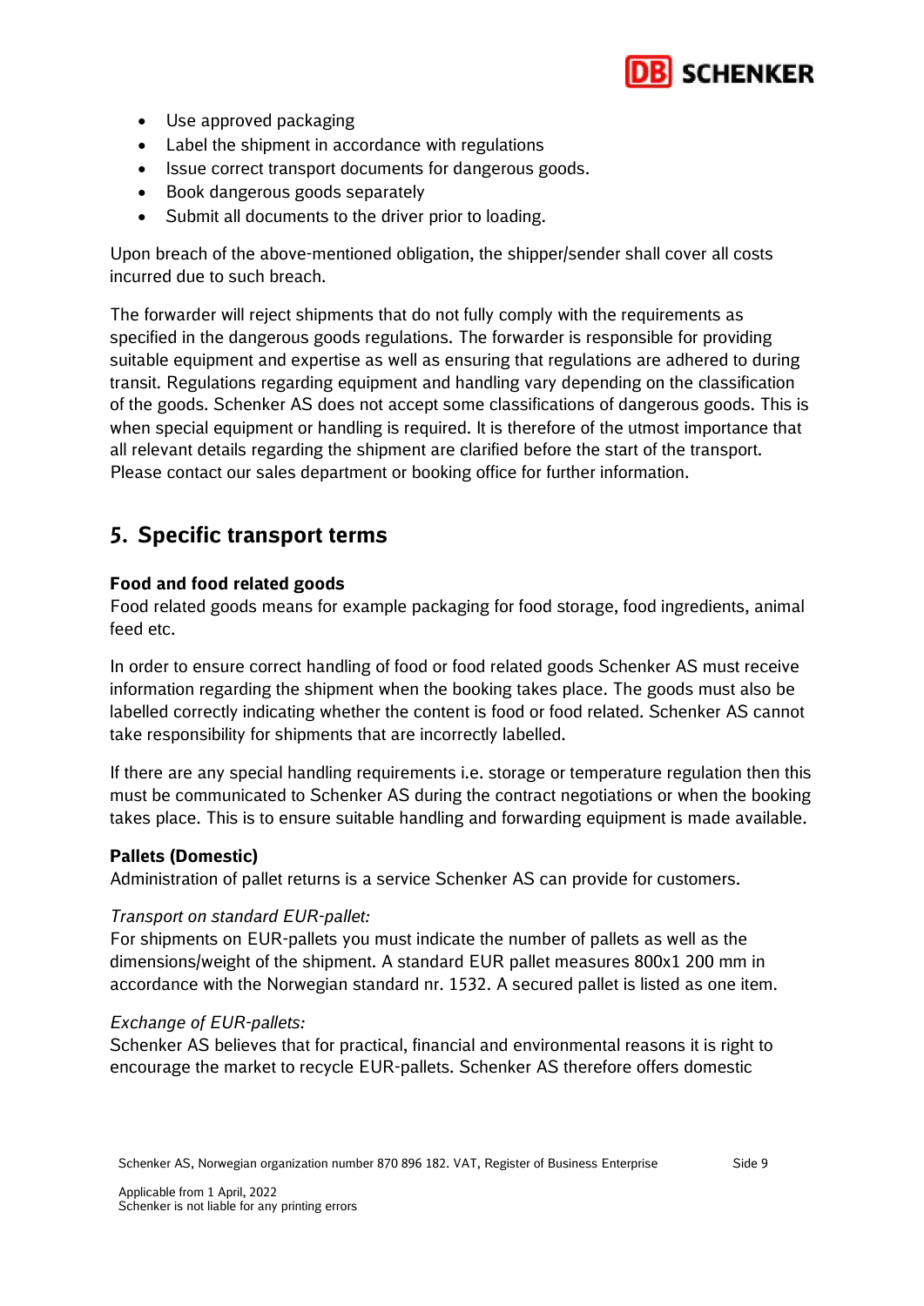- Use approved packaging
- Label the shipment in accordance with regulations
- Issue correct transport documents for dangerous goods.
- Book dangerous goods separately
- Submit all documents to the driver prior to loading.

Upon breach of the above-mentioned obligation, the shipper/sender shall cover all costs incurred due to such breach.

The forwarder will reject shipments that do not fully comply with the requirements as specified in the dangerous goods regulations. The forwarder is responsible for providing suitable equipment and expertise as well as ensuring that regulations are adhered to during transit. Regulations regarding equipment and handling vary depending on the classification of the goods. Schenker AS does not accept some classifications of dangerous goods. This is when special equipment or handling is required. It is therefore of the utmost importance that all relevant details regarding the shipment are clarified before the start of the transport. Please contact our sales department or booking office for further information.

# 5. Specific transport terms

**Food and food related goods**

Food related goods means for example packaging for food storage, food ingredients, animal feed etc.

In order to ensure correct handling of food or food related goods Schenker AS must receive information regarding the shipment when the booking takes place. The goods must also be labelled correctly indicating whether the content is food or food related. Schenker AS cannot take responsibility for shipments that are incorrectly labelled.

If there are any special handling requirements i.e. storage or temperature regulation then this must be communicated to Schenker AS during the contract negotiations or when the booking takes place. This is to ensure suitable handling and forwarding equipment is made available.

**Pallets (Domestic)**

Administration of pallet returns is a service Schenker AS can provide for customers.

*Transport on standard EUR-pallet:*

For shipments on EUR-pallets you must indicate the number of pallets as well as the dimensions/weight of the shipment. A standard EUR pallet measures 800x1 200 mm in accordance with the Norwegian standard nr. 1532. A secured pallet is listed as one item.

*Exchange of EUR-pallets:*

Schenker AS believes that for practical, financial and environmental reasons it is right to encourage the market to recycle EUR-pallets. Schenker AS therefore offers domestic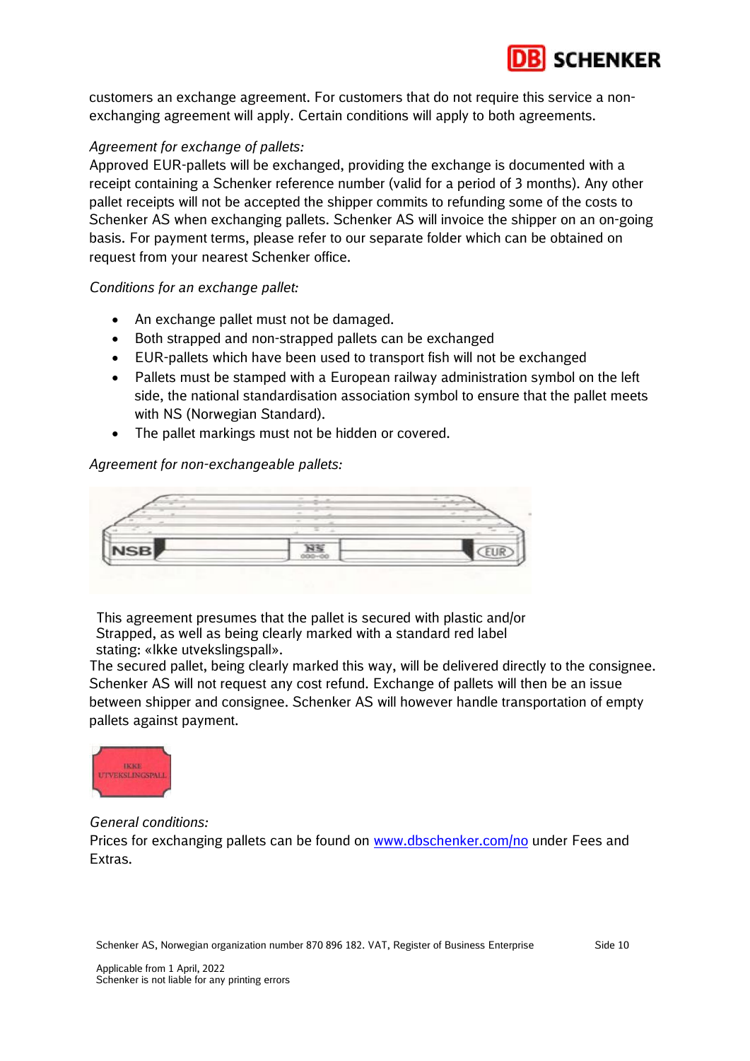customers an exchange agreement. For customers that do not require this service a non-exchanging agreement will apply. Certain conditions will apply to both agreements.

*Agreement for exchange of pallets:*

Approved EUR-pallets will be exchanged, providing the exchange is documented with a receipt containing a Schenker reference number (valid for a period of 3 months). Any other pallet receipts will not be accepted the shipper commits to refunding some of the costs to Schenker AS when exchanging pallets. Schenker AS will invoice the shipper on an on-going basis. For payment terms, please refer to our separate folder which can be obtained on request from your nearest Schenker office.

*Conditions for an exchange pallet:*

- An exchange pallet must not be damaged.
- Both strapped and non-strapped pallets can be exchanged
- EUR-pallets which have been used to transport fish will not be exchanged
- Pallets must be stamped with a European railway administration symbol on the left side, the national standardisation association symbol to ensure that the pallet meets with NS (Norwegian Standard).
- The pallet markings must not be hidden or covered.

*Agreement for non-exchangeable pallets:*

This agreement presumes that the pallet is secured with plastic and/or Strapped, as well as being clearly marked with a standard red label stating: «Ikke utvekslingspall».

The secured pallet, being clearly marked this way, will be delivered directly to the consignee. Schenker AS will not request any cost refund. Exchange of pallets will then be an issue between shipper and consignee. Schenker AS will however handle transportation of empty pallets against payment.

*General conditions:*

Prices for exchanging pallets can be found on [www.dbschenker.com/no](http://www.dbschenker.com/no) under Fees and Extras.

Applicable from 1 April, 2022
Schenker is not liable for any printing errors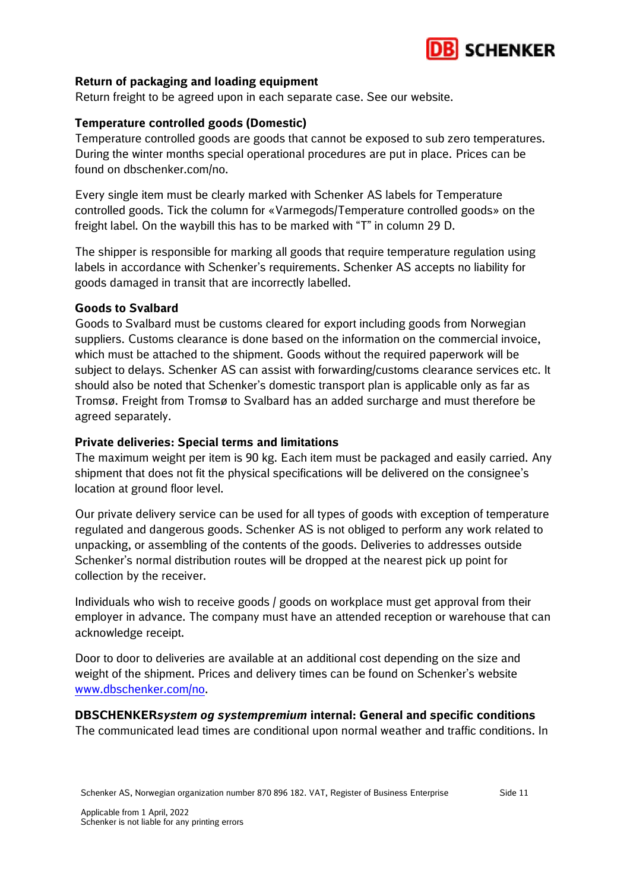**Return of packaging and loading equipment**

Return freight to be agreed upon in each separate case. See our website.

**Temperature controlled goods (Domestic)**

Temperature controlled goods are goods that cannot be exposed to sub zero temperatures. During the winter months special operational procedures are put in place. Prices can be found on dbschenker.com/no.

Every single item must be clearly marked with Schenker AS labels for Temperature controlled goods. Tick the column for «Varmegods/Temperature controlled goods» on the freight label. On the waybill this has to be marked with "T" in column 29 D.

The shipper is responsible for marking all goods that require temperature regulation using labels in accordance with Schenker's requirements. Schenker AS accepts no liability for goods damaged in transit that are incorrectly labelled.

**Goods to Svalbard**

Goods to Svalbard must be customs cleared for export including goods from Norwegian suppliers. Customs clearance is done based on the information on the commercial invoice, which must be attached to the shipment. Goods without the required paperwork will be subject to delays. Schenker AS can assist with forwarding/customs clearance services etc. It should also be noted that Schenker's domestic transport plan is applicable only as far as Tromsø. Freight from Tromsø to Svalbard has an added surcharge and must therefore be agreed separately.

**Private deliveries: Special terms and limitations**

The maximum weight per item is 90 kg. Each item must be packaged and easily carried. Any shipment that does not fit the physical specifications will be delivered on the consignee's location at ground floor level.

Our private delivery service can be used for all types of goods with exception of temperature regulated and dangerous goods. Schenker AS is not obliged to perform any work related to unpacking, or assembling of the contents of the goods. Deliveries to addresses outside Schenker's normal distribution routes will be dropped at the nearest pick up point for collection by the receiver.

Individuals who wish to receive goods / goods on workplace must get approval from their employer in advance. The company must have an attended reception or warehouse that can acknowledge receipt.

Door to door to deliveries are available at an additional cost depending on the size and weight of the shipment. Prices and delivery times can be found on Schenker's website [www.dbschenker.com/no](http://www.dbschenker.com/no).

**DBSCHENKER*system og systempremium* internal: General and specific conditions**

The communicated lead times are conditional upon normal weather and traffic conditions. In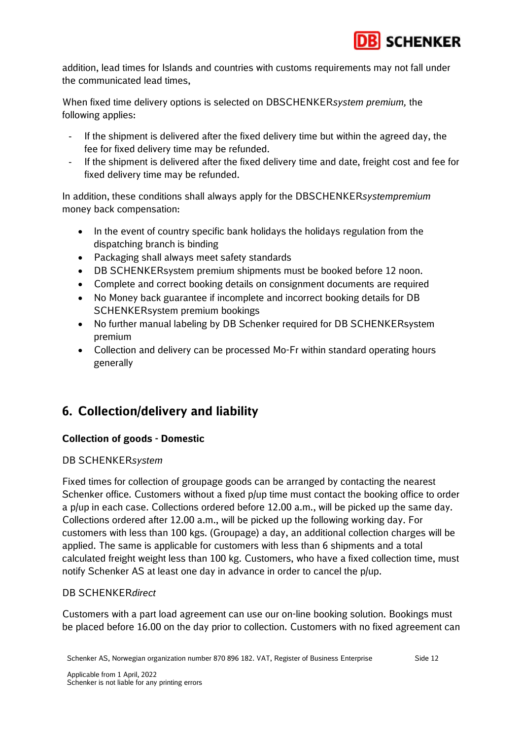addition, lead times for Islands and countries with customs requirements may not fall under the communicated lead times,

When fixed time delivery options is selected on DBSCHENKER*system premium,* the following applies:

- If the shipment is delivered after the fixed delivery time but within the agreed day, the fee for fixed delivery time may be refunded.
- If the shipment is delivered after the fixed delivery time and date, freight cost and fee for fixed delivery time may be refunded.

In addition, these conditions shall always apply for the DBSCHENKER*systempremium* money back compensation:

- In the event of country specific bank holidays the holidays regulation from the dispatching branch is binding
- Packaging shall always meet safety standards
- DB SCHENKERsystem premium shipments must be booked before 12 noon.
- Complete and correct booking details on consignment documents are required
- No Money back guarantee if incomplete and incorrect booking details for DB SCHENKERsystem premium bookings
- No further manual labeling by DB Schenker required for DB SCHENKERsystem premium
- Collection and delivery can be processed Mo-Fr within standard operating hours generally

## 6. Collection/delivery and liability

### Collection of goods - Domestic

DB SCHENKER*system*

Fixed times for collection of groupage goods can be arranged by contacting the nearest Schenker office. Customers without a fixed p/up time must contact the booking office to order a p/up in each case. Collections ordered before 12.00 a.m., will be picked up the same day. Collections ordered after 12.00 a.m., will be picked up the following working day. For customers with less than 100 kgs. (Groupage) a day, an additional collection charges will be applied. The same is applicable for customers with less than 6 shipments and a total calculated freight weight less than 100 kg. Customers, who have a fixed collection time, must notify Schenker AS at least one day in advance in order to cancel the p/up.

DB SCHENKER*direct*

Customers with a part load agreement can use our on-line booking solution. Bookings must be placed before 16.00 on the day prior to collection. Customers with no fixed agreement can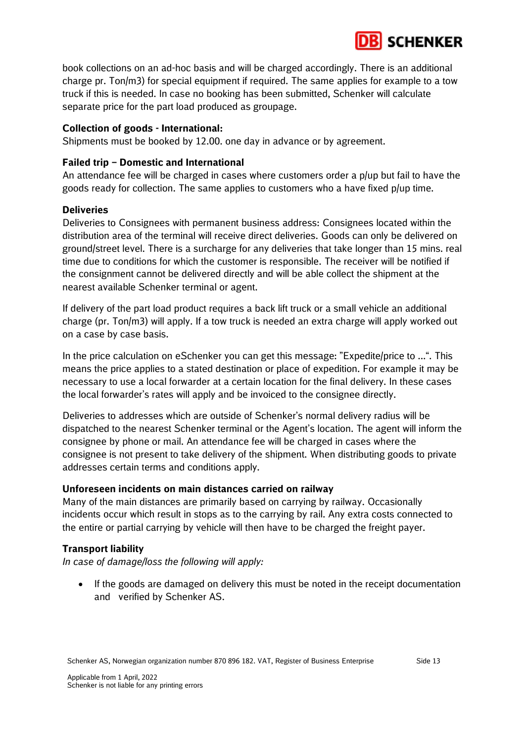book collections on an ad-hoc basis and will be charged accordingly. There is an additional charge pr. Ton/m3) for special equipment if required. The same applies for example to a tow truck if this is needed. In case no booking has been submitted, Schenker will calculate separate price for the part load produced as groupage.

**Collection of goods - International:**
Shipments must be booked by 12.00. one day in advance or by agreement.

**Failed trip – Domestic and International**
An attendance fee will be charged in cases where customers order a p/up but fail to have the goods ready for collection. The same applies to customers who a have fixed p/up time.

**Deliveries**
Deliveries to Consignees with permanent business address: Consignees located within the distribution area of the terminal will receive direct deliveries. Goods can only be delivered on ground/street level. There is a surcharge for any deliveries that take longer than 15 mins. real time due to conditions for which the customer is responsible. The receiver will be notified if the consignment cannot be delivered directly and will be able collect the shipment at the nearest available Schenker terminal or agent.

If delivery of the part load product requires a back lift truck or a small vehicle an additional charge (pr. Ton/m3) will apply. If a tow truck is needed an extra charge will apply worked out on a case by case basis.

In the price calculation on eSchenker you can get this message: "Expedite/price to …". This means the price applies to a stated destination or place of expedition. For example it may be necessary to use a local forwarder at a certain location for the final delivery. In these cases the local forwarder's rates will apply and be invoiced to the consignee directly.

Deliveries to addresses which are outside of Schenker's normal delivery radius will be dispatched to the nearest Schenker terminal or the Agent's location. The agent will inform the consignee by phone or mail. An attendance fee will be charged in cases where the consignee is not present to take delivery of the shipment. When distributing goods to private addresses certain terms and conditions apply.

**Unforeseen incidents on main distances carried on railway**
Many of the main distances are primarily based on carrying by railway. Occasionally incidents occur which result in stops as to the carrying by rail. Any extra costs connected to the entire or partial carrying by vehicle will then have to be charged the freight payer.

**Transport liability**
*In case of damage/loss the following will apply:*

- If the goods are damaged on delivery this must be noted in the receipt documentation and verified by Schenker AS.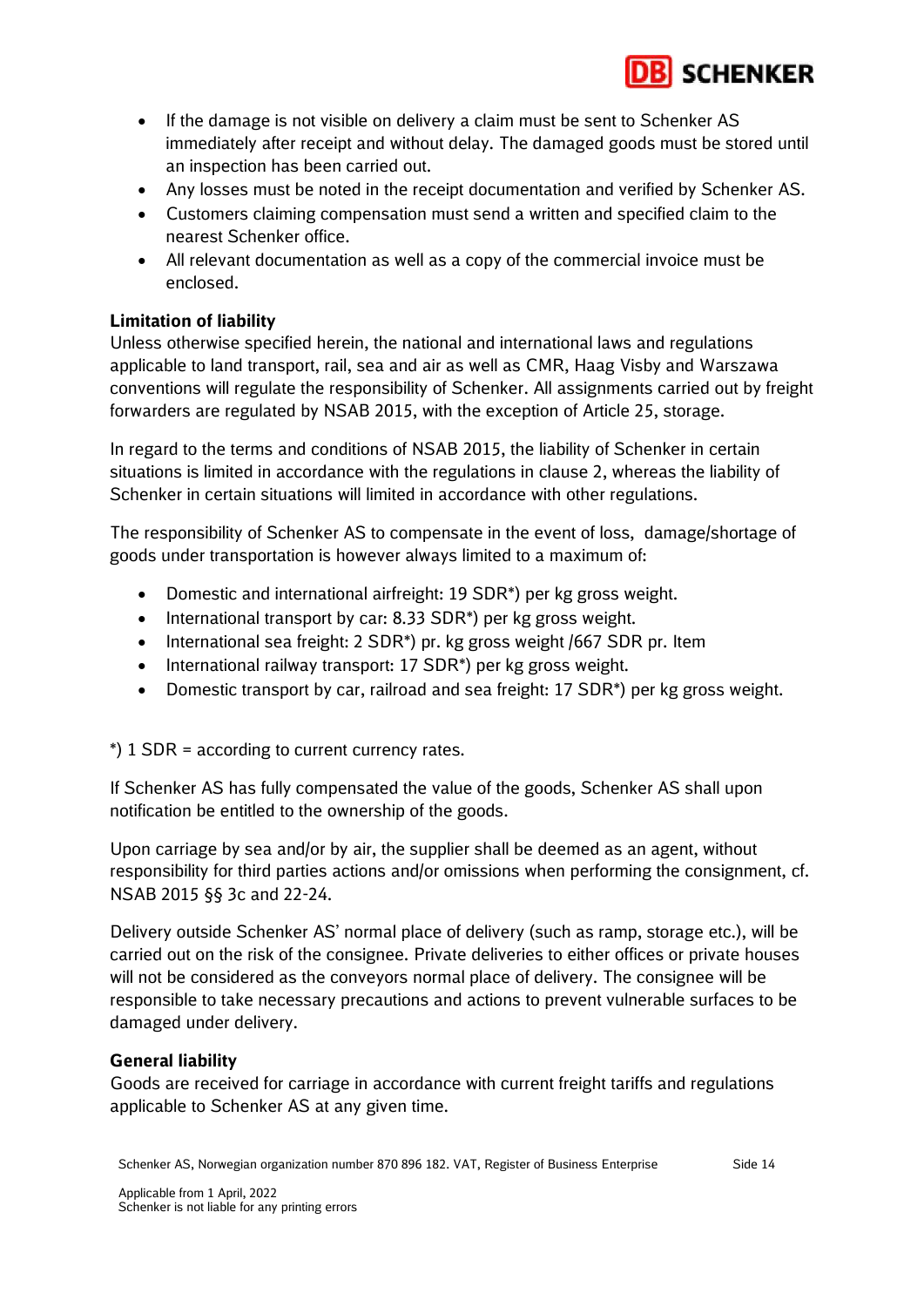- If the damage is not visible on delivery a claim must be sent to Schenker AS immediately after receipt and without delay. The damaged goods must be stored until an inspection has been carried out.
- Any losses must be noted in the receipt documentation and verified by Schenker AS.
- Customers claiming compensation must send a written and specified claim to the nearest Schenker office.
- All relevant documentation as well as a copy of the commercial invoice must be enclosed.

### Limitation of liability

Unless otherwise specified herein, the national and international laws and regulations applicable to land transport, rail, sea and air as well as CMR, Haag Visby and Warszawa conventions will regulate the responsibility of Schenker. All assignments carried out by freight forwarders are regulated by NSAB 2015, with the exception of Article 25, storage.

In regard to the terms and conditions of NSAB 2015, the liability of Schenker in certain situations is limited in accordance with the regulations in clause 2, whereas the liability of Schenker in certain situations will limited in accordance with other regulations.

The responsibility of Schenker AS to compensate in the event of loss, damage/shortage of goods under transportation is however always limited to a maximum of:

- Domestic and international airfreight: 19 SDR*) per kg gross weight.
- International transport by car: 8.33 SDR*) per kg gross weight.
- International sea freight: 2 SDR*) pr. kg gross weight /667 SDR pr. Item
- International railway transport: 17 SDR*) per kg gross weight.
- Domestic transport by car, railroad and sea freight: 17 SDR*) per kg gross weight.

*) 1 SDR = according to current currency rates.

If Schenker AS has fully compensated the value of the goods, Schenker AS shall upon notification be entitled to the ownership of the goods.

Upon carriage by sea and/or by air, the supplier shall be deemed as an agent, without responsibility for third parties actions and/or omissions when performing the consignment, cf. NSAB 2015 §§ 3c and 22-24.

Delivery outside Schenker AS' normal place of delivery (such as ramp, storage etc.), will be carried out on the risk of the consignee. Private deliveries to either offices or private houses will not be considered as the conveyors normal place of delivery. The consignee will be responsible to take necessary precautions and actions to prevent vulnerable surfaces to be damaged under delivery.

### General liability

Goods are received for carriage in accordance with current freight tariffs and regulations applicable to Schenker AS at any given time.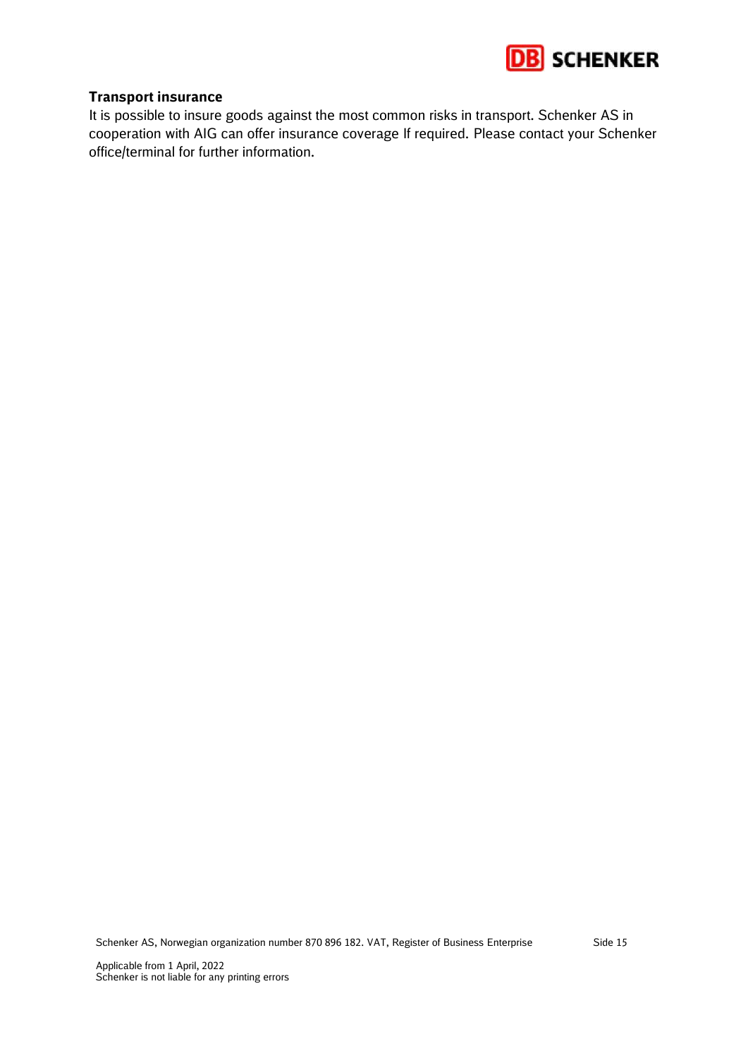### Transport insurance

It is possible to insure goods against the most common risks in transport. Schenker AS in cooperation with AIG can offer insurance coverage If required. Please contact your Schenker office/terminal for further information.